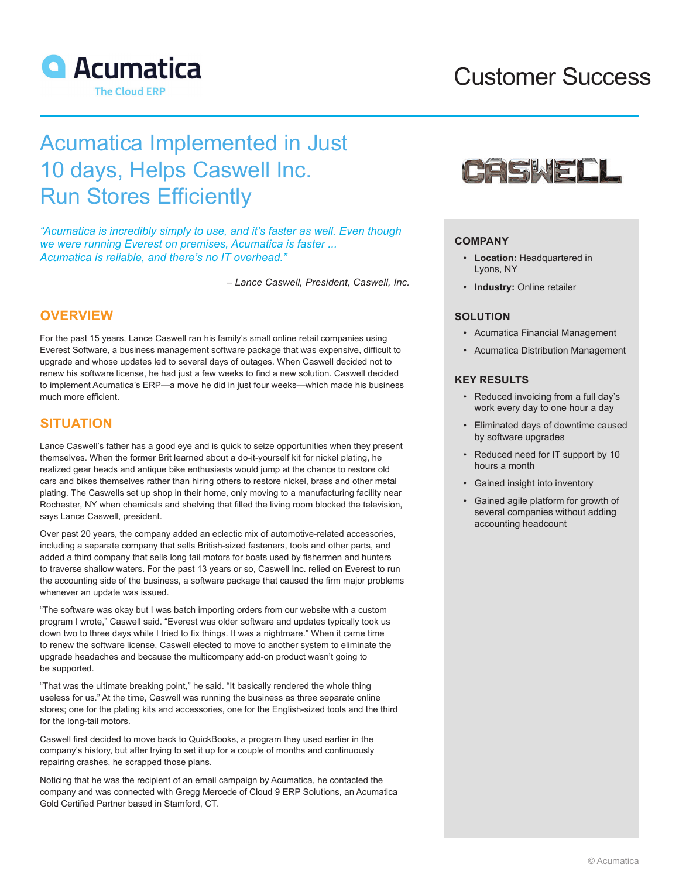Acumatica

The Cloud ERP

# Customer Success

# Acumatica Implemented in Just 10 days, Helps Caswell Inc. Run Stores Efficiently

*"Acumatica is incredibly simply to use, and it's faster as well. Even though we were running Everest on premises, Acumatica is faster ... Acumatica is reliable, and there's no IT overhead."*

*– Lance Caswell, President, Caswell, Inc.*

## OVERVIEW

For the past 15 years, Lance Caswell ran his family's small online retail companies using Everest Software, a business management software package that was expensive, difficult to upgrade and whose updates led to several days of outages. When Caswell decided not to renew his software license, he had just a few weeks to find a new solution. Caswell decided to implement Acumatica's ERP—a move he did in just four weeks—which made his business much more efficient.

## SITUATION

Lance Caswell's father has a good eye and is quick to seize opportunities when they present themselves. When the former Brit learned about a do-it-yourself kit for nickel plating, he realized gear heads and antique bike enthusiasts would jump at the chance to restore old cars and bikes themselves rather than hiring others to restore nickel, brass and other metal plating. The Caswells set up shop in their home, only moving to a manufacturing facility near Rochester, NY when chemicals and shelving that filled the living room blocked the television, says Lance Caswell, president.

Over past 20 years, the company added an eclectic mix of automotive-related accessories, including a separate company that sells British-sized fasteners, tools and other parts, and added a third company that sells long tail motors for boats used by fishermen and hunters to traverse shallow waters. For the past 13 years or so, Caswell Inc. relied on Everest to run the accounting side of the business, a software package that caused the firm major problems whenever an update was issued.

"The software was okay but I was batch importing orders from our website with a custom program I wrote," Caswell said. "Everest was older software and updates typically took us down two to three days while I tried to fix things. It was a nightmare." When it came time to renew the software license, Caswell elected to move to another system to eliminate the upgrade headaches and because the multicompany add-on product wasn't going to be supported.

"That was the ultimate breaking point," he said. "It basically rendered the whole thing useless for us." At the time, Caswell was running the business as three separate online stores; one for the plating kits and accessories, one for the English-sized tools and the third for the long-tail motors.

Caswell first decided to move back to QuickBooks, a program they used earlier in the company's history, but after trying to set it up for a couple of months and continuously repairing crashes, he scrapped those plans.

Noticing that he was the recipient of an email campaign by Acumatica, he contacted the company and was connected with Gregg Mercede of Cloud 9 ERP Solutions, an Acumatica Gold Certified Partner based in Stamford, CT.

CASWELL

### COMPANY

- **Location:** Headquartered in Lyons, NY
- **Industry:** Online retailer

### SOLUTION

- Acumatica Financial Management
- Acumatica Distribution Management

### KEY RESULTS

- Reduced invoicing from a full day's work every day to one hour a day
- Eliminated days of downtime caused by software upgrades
- Reduced need for IT support by 10 hours a month
- Gained insight into inventory
- Gained agile platform for growth of several companies without adding accounting headcount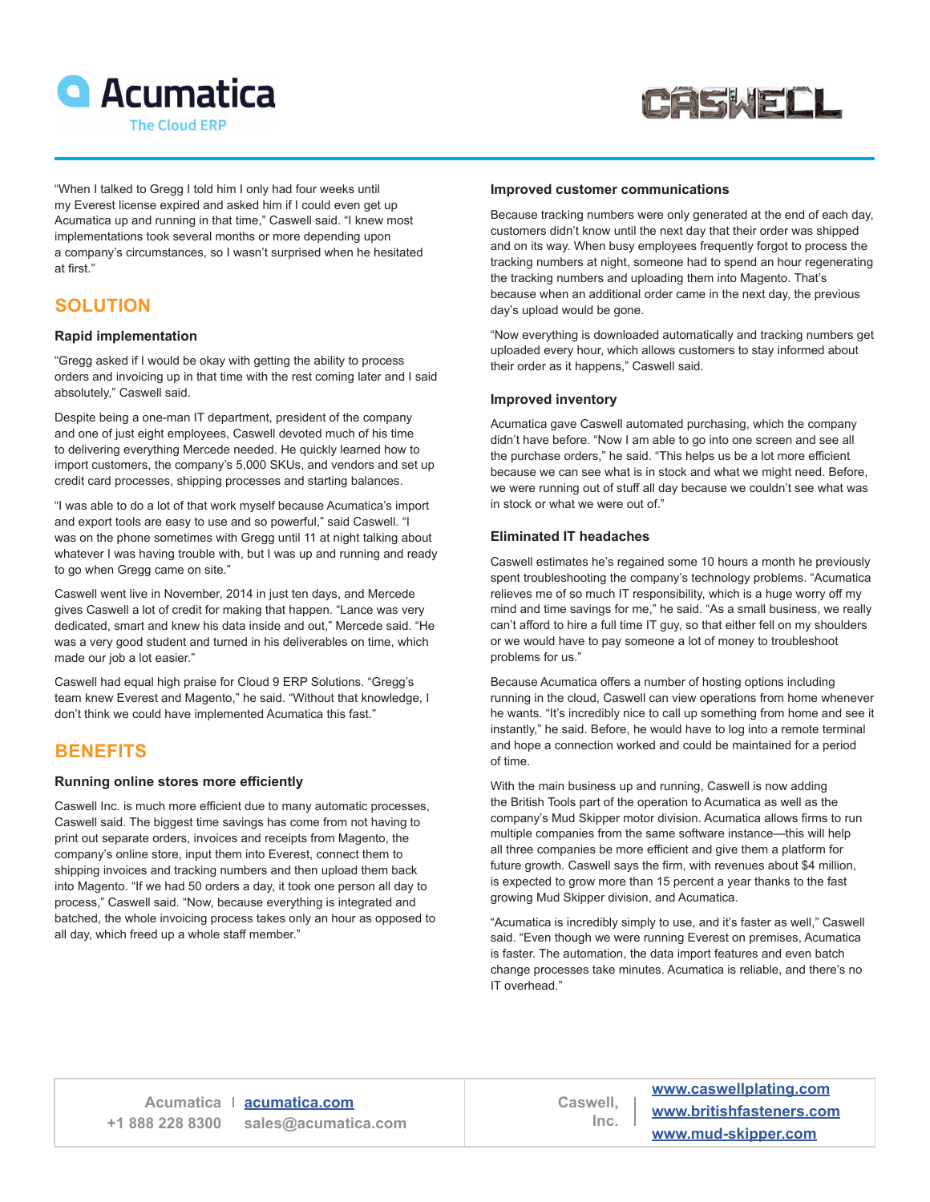"When I talked to Gregg I told him I only had four weeks until my Everest license expired and asked him if I could even get up Acumatica up and running in that time," Caswell said. "I knew most implementations took several months or more depending upon a company's circumstances, so I wasn't surprised when he hesitated at first."

## SOLUTION

### Rapid implementation

"Gregg asked if I would be okay with getting the ability to process orders and invoicing up in that time with the rest coming later and I said absolutely," Caswell said.

Despite being a one-man IT department, president of the company and one of just eight employees, Caswell devoted much of his time to delivering everything Mercede needed. He quickly learned how to import customers, the company's 5,000 SKUs, and vendors and set up credit card processes, shipping processes and starting balances.

"I was able to do a lot of that work myself because Acumatica's import and export tools are easy to use and so powerful," said Caswell. "I was on the phone sometimes with Gregg until 11 at night talking about whatever I was having trouble with, but I was up and running and ready to go when Gregg came on site."

Caswell went live in November, 2014 in just ten days, and Mercede gives Caswell a lot of credit for making that happen. "Lance was very dedicated, smart and knew his data inside and out," Mercede said. "He was a very good student and turned in his deliverables on time, which made our job a lot easier."

Caswell had equal high praise for Cloud 9 ERP Solutions. "Gregg's team knew Everest and Magento," he said. "Without that knowledge, I don't think we could have implemented Acumatica this fast."

## BENEFITS

### Running online stores more efficiently

Caswell Inc. is much more efficient due to many automatic processes, Caswell said. The biggest time savings has come from not having to print out separate orders, invoices and receipts from Magento, the company's online store, input them into Everest, connect them to shipping invoices and tracking numbers and then upload them back into Magento. "If we had 50 orders a day, it took one person all day to process," Caswell said. "Now, because everything is integrated and batched, the whole invoicing process takes only an hour as opposed to all day, which freed up a whole staff member."

### Improved customer communications

Because tracking numbers were only generated at the end of each day, customers didn't know until the next day that their order was shipped and on its way. When busy employees frequently forgot to process the tracking numbers at night, someone had to spend an hour regenerating the tracking numbers and uploading them into Magento. That's because when an additional order came in the next day, the previous day's upload would be gone.

"Now everything is downloaded automatically and tracking numbers get uploaded every hour, which allows customers to stay informed about their order as it happens," Caswell said.

### Improved inventory

Acumatica gave Caswell automated purchasing, which the company didn't have before. "Now I am able to go into one screen and see all the purchase orders," he said. "This helps us be a lot more efficient because we can see what is in stock and what we might need. Before, we were running out of stuff all day because we couldn't see what was in stock or what we were out of."

### Eliminated IT headaches

Caswell estimates he's regained some 10 hours a month he previously spent troubleshooting the company's technology problems. "Acumatica relieves me of so much IT responsibility, which is a huge worry off my mind and time savings for me," he said. "As a small business, we really can't afford to hire a full time IT guy, so that either fell on my shoulders or we would have to pay someone a lot of money to troubleshoot problems for us."

Because Acumatica offers a number of hosting options including running in the cloud, Caswell can view operations from home whenever he wants. "It's incredibly nice to call up something from home and see it instantly," he said. Before, he would have to log into a remote terminal and hope a connection worked and could be maintained for a period of time.

With the main business up and running, Caswell is now adding the British Tools part of the operation to Acumatica as well as the company's Mud Skipper motor division. Acumatica allows firms to run multiple companies from the same software instance—this will help all three companies be more efficient and give them a platform for future growth. Caswell says the firm, with revenues about $4 million, is expected to grow more than 15 percent a year thanks to the fast growing Mud Skipper division, and Acumatica.

"Acumatica is incredibly simply to use, and it's faster as well," Caswell said. "Even though we were running Everest on premises, Acumatica is faster. The automation, the data import features and even batch change processes take minutes. Acumatica is reliable, and there's no IT overhead."

Acumatica | acumatica.com
+1 888 228 8300 sales@acumatica.com

Caswell, Inc. | www.caswellplating.com
www.britishfasteners.com
www.mud-skipper.com